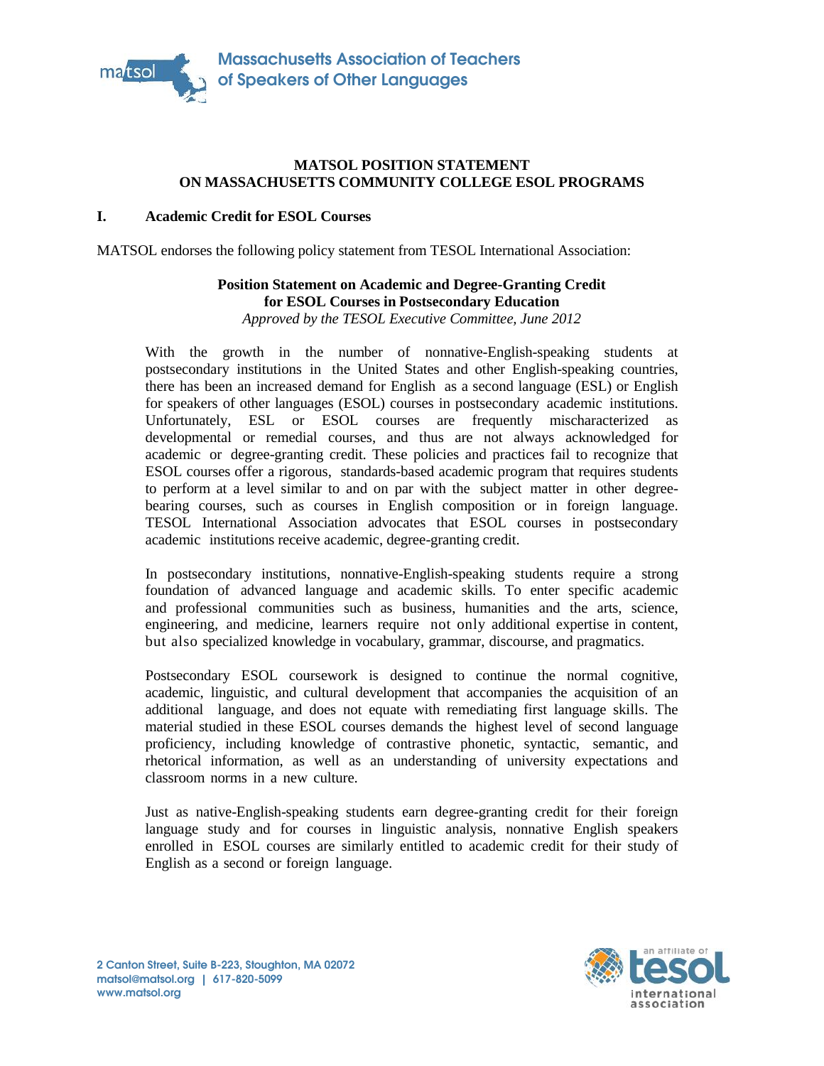# MATSOL POSITION STATEMENT ON MASSACHUSETTS COMMUNITY COLLEGE ESOL PROGRAMS

## I. Academic Credit for ESOL Courses

MATSOL endorses the following policy statement from TESOL International Association:

### Position Statement on Academic and Degree-Granting Credit for ESOL Courses in Postsecondary Education

*Approved by the TESOL Executive Committee, June 2012*

> With the growth in the number of nonnative-English-speaking students at postsecondary institutions in the United States and other English-speaking countries, there has been an increased demand for English as a second language (ESL) or English for speakers of other languages (ESOL) courses in postsecondary academic institutions. Unfortunately, ESL or ESOL courses are frequently mischaracterized as developmental or remedial courses, and thus are not always acknowledged for academic or degree-granting credit. These policies and practices fail to recognize that ESOL courses offer a rigorous, standards-based academic program that requires students to perform at a level similar to and on par with the subject matter in other degree-bearing courses, such as courses in English composition or in foreign language. TESOL International Association advocates that ESOL courses in postsecondary academic institutions receive academic, degree-granting credit.
>
> In postsecondary institutions, nonnative-English-speaking students require a strong foundation of advanced language and academic skills. To enter specific academic and professional communities such as business, humanities and the arts, science, engineering, and medicine, learners require not only additional expertise in content, but also specialized knowledge in vocabulary, grammar, discourse, and pragmatics.
>
> Postsecondary ESOL coursework is designed to continue the normal cognitive, academic, linguistic, and cultural development that accompanies the acquisition of an additional language, and does not equate with remediating first language skills. The material studied in these ESOL courses demands the highest level of second language proficiency, including knowledge of contrastive phonetic, syntactic, semantic, and rhetorical information, as well as an understanding of university expectations and classroom norms in a new culture.
>
> Just as native-English-speaking students earn degree-granting credit for their foreign language study and for courses in linguistic analysis, nonnative English speakers enrolled in ESOL courses are similarly entitled to academic credit for their study of English as a second or foreign language.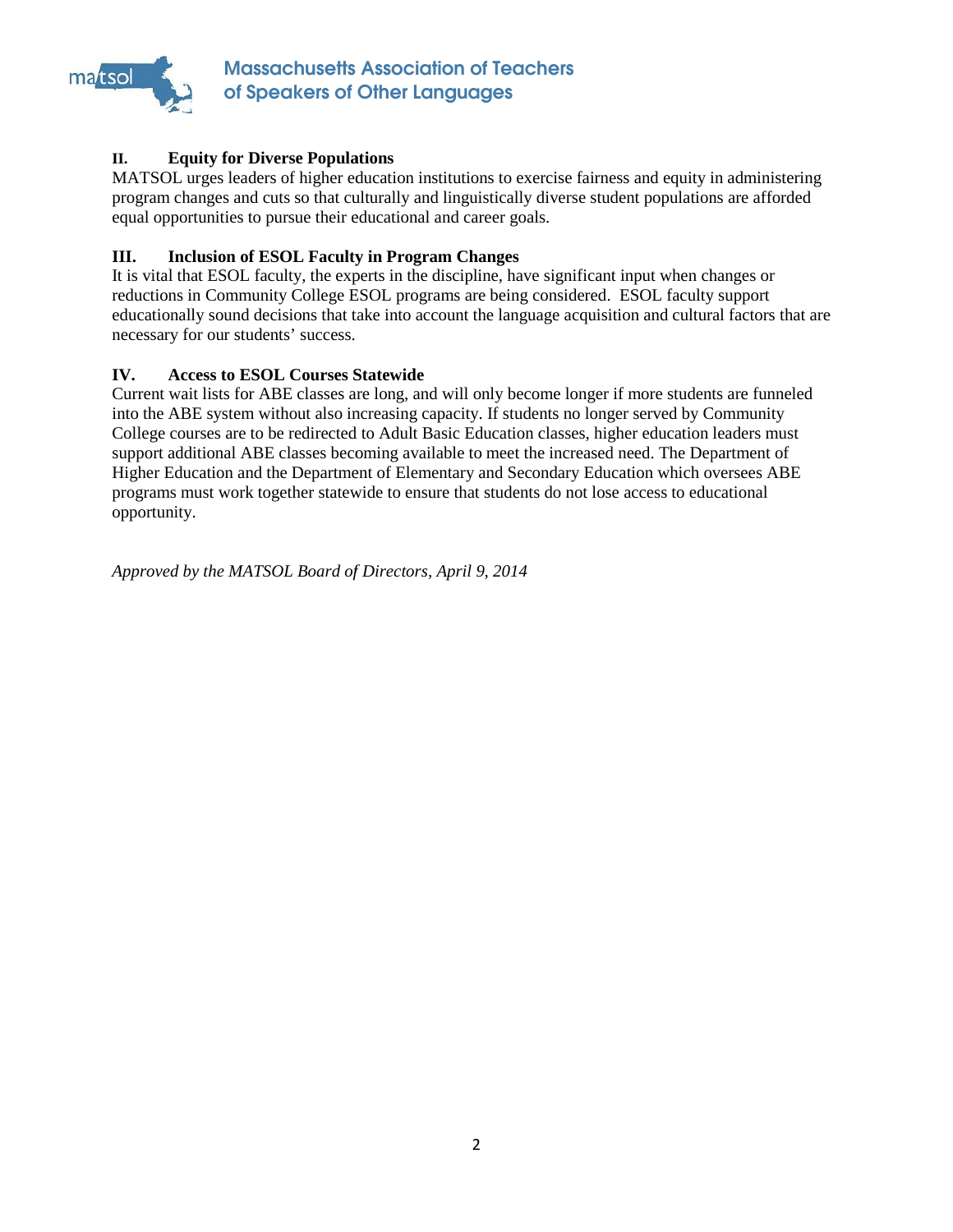### II. Equity for Diverse Populations

MATSOL urges leaders of higher education institutions to exercise fairness and equity in administering program changes and cuts so that culturally and linguistically diverse student populations are afforded equal opportunities to pursue their educational and career goals.

### III. Inclusion of ESOL Faculty in Program Changes

It is vital that ESOL faculty, the experts in the discipline, have significant input when changes or reductions in Community College ESOL programs are being considered. ESOL faculty support educationally sound decisions that take into account the language acquisition and cultural factors that are necessary for our students' success.

### IV. Access to ESOL Courses Statewide

Current wait lists for ABE classes are long, and will only become longer if more students are funneled into the ABE system without also increasing capacity. If students no longer served by Community College courses are to be redirected to Adult Basic Education classes, higher education leaders must support additional ABE classes becoming available to meet the increased need. The Department of Higher Education and the Department of Elementary and Secondary Education which oversees ABE programs must work together statewide to ensure that students do not lose access to educational opportunity.

*Approved by the MATSOL Board of Directors, April 9, 2014*